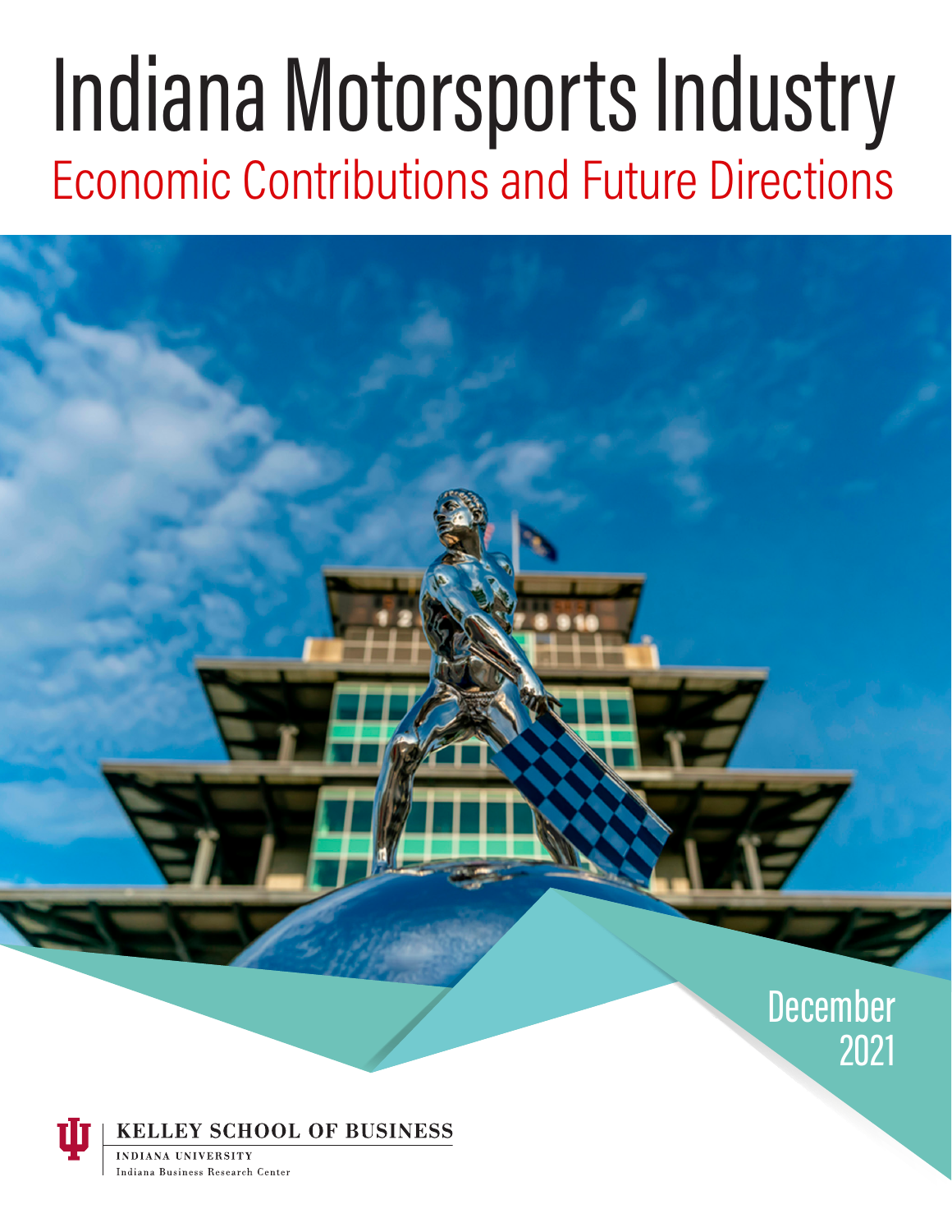# Indiana Motorsports Industry

## Economic Contributions and Future Directions

December 2021

KELLEY SCHOOL OF BUSINESS

INDIANA UNIVERSITY

Indiana Business Research Center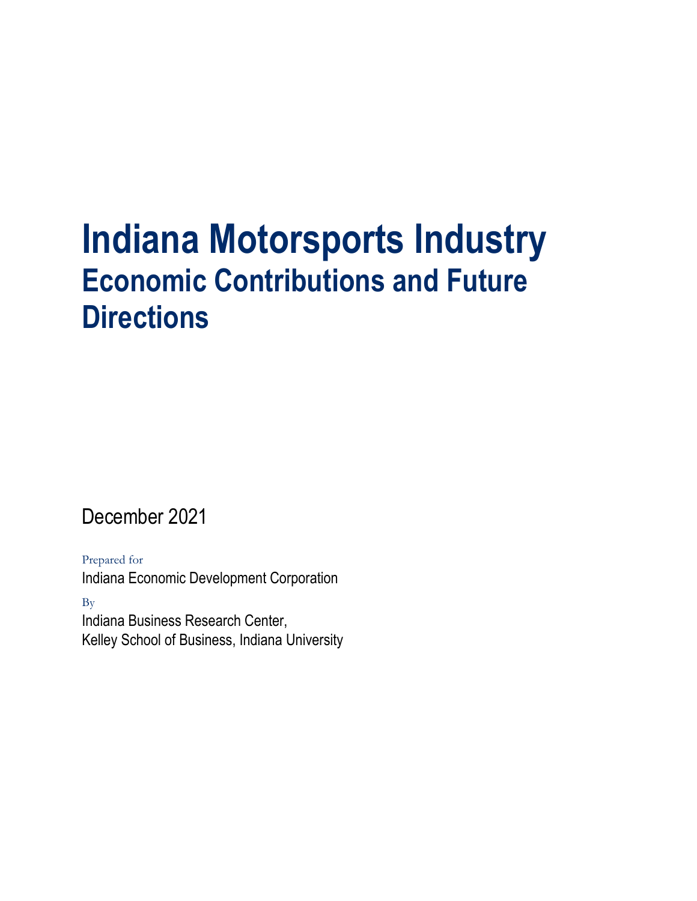# Indiana Motorsports Industry

## Economic Contributions and Future Directions

December 2021

Prepared for

Indiana Economic Development Corporation

By

Indiana Business Research Center,
Kelley School of Business, Indiana University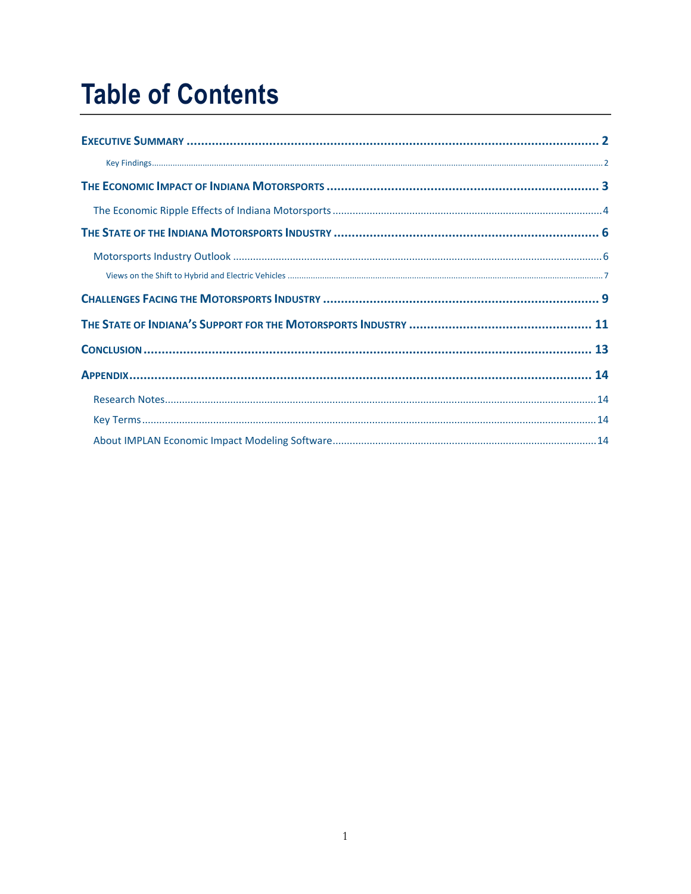# Table of Contents

**EXECUTIVE SUMMARY** .......... 2

Key Findings .......... 2

**THE ECONOMIC IMPACT OF INDIANA MOTORSPORTS** .......... 3

The Economic Ripple Effects of Indiana Motorsports .......... 4

**THE STATE OF THE INDIANA MOTORSPORTS INDUSTRY** .......... 6

Motorsports Industry Outlook .......... 6

Views on the Shift to Hybrid and Electric Vehicles .......... 7

**CHALLENGES FACING THE MOTORSPORTS INDUSTRY** .......... 9

**THE STATE OF INDIANA'S SUPPORT FOR THE MOTORSPORTS INDUSTRY** .......... 11

**CONCLUSION** .......... 13

**APPENDIX** .......... 14

Research Notes .......... 14

Key Terms .......... 14

About IMPLAN Economic Impact Modeling Software .......... 14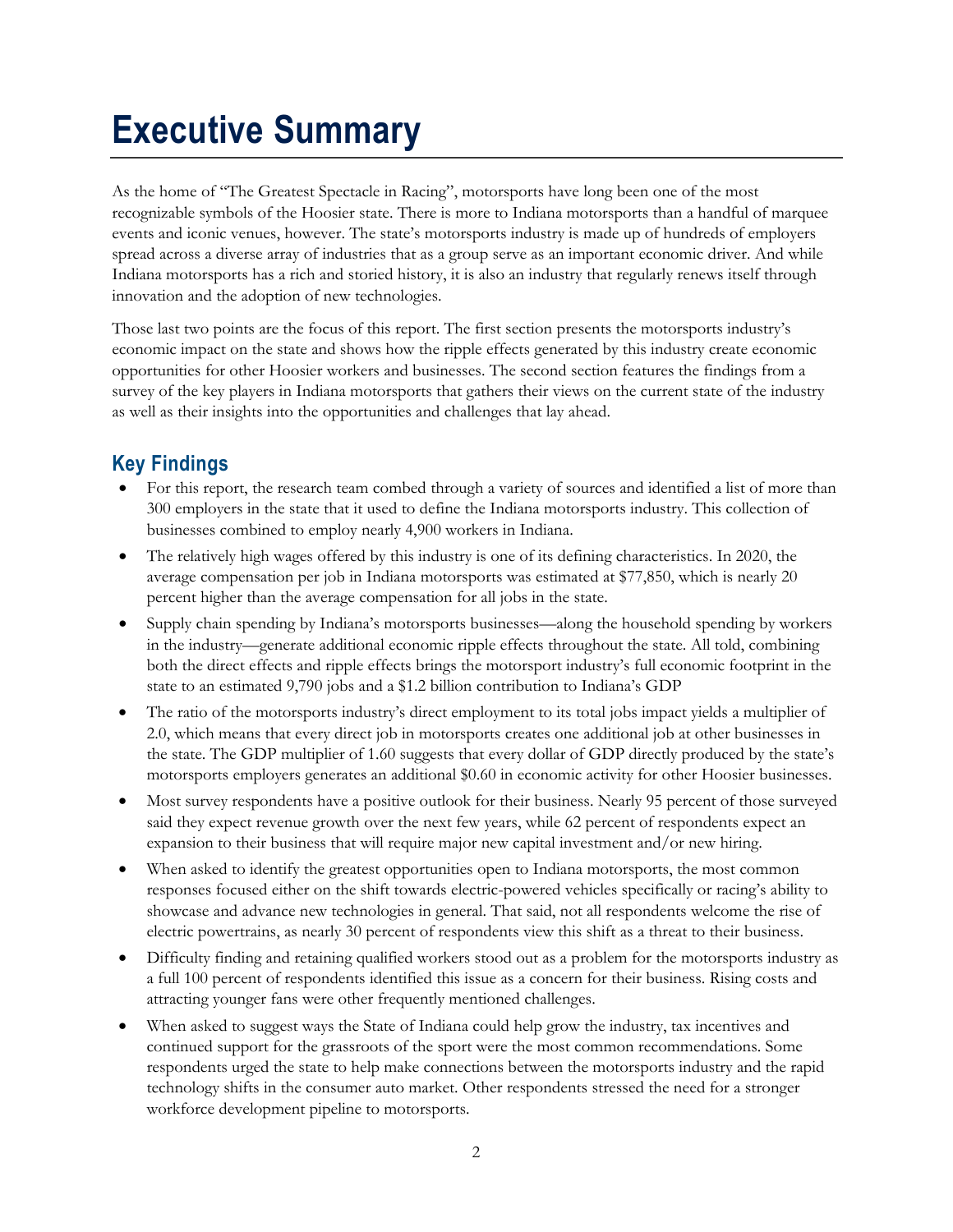# Executive Summary

As the home of "The Greatest Spectacle in Racing", motorsports have long been one of the most recognizable symbols of the Hoosier state. There is more to Indiana motorsports than a handful of marquee events and iconic venues, however. The state's motorsports industry is made up of hundreds of employers spread across a diverse array of industries that as a group serve as an important economic driver. And while Indiana motorsports has a rich and storied history, it is also an industry that regularly renews itself through innovation and the adoption of new technologies.

Those last two points are the focus of this report. The first section presents the motorsports industry's economic impact on the state and shows how the ripple effects generated by this industry create economic opportunities for other Hoosier workers and businesses. The second section features the findings from a survey of the key players in Indiana motorsports that gathers their views on the current state of the industry as well as their insights into the opportunities and challenges that lay ahead.

## Key Findings

- For this report, the research team combed through a variety of sources and identified a list of more than 300 employers in the state that it used to define the Indiana motorsports industry. This collection of businesses combined to employ nearly 4,900 workers in Indiana.
- The relatively high wages offered by this industry is one of its defining characteristics. In 2020, the average compensation per job in Indiana motorsports was estimated at $77,850, which is nearly 20 percent higher than the average compensation for all jobs in the state.
- Supply chain spending by Indiana's motorsports businesses—along the household spending by workers in the industry—generate additional economic ripple effects throughout the state. All told, combining both the direct effects and ripple effects brings the motorsport industry's full economic footprint in the state to an estimated 9,790 jobs and a $1.2 billion contribution to Indiana's GDP
- The ratio of the motorsports industry's direct employment to its total jobs impact yields a multiplier of 2.0, which means that every direct job in motorsports creates one additional job at other businesses in the state. The GDP multiplier of 1.60 suggests that every dollar of GDP directly produced by the state's motorsports employers generates an additional $0.60 in economic activity for other Hoosier businesses.
- Most survey respondents have a positive outlook for their business. Nearly 95 percent of those surveyed said they expect revenue growth over the next few years, while 62 percent of respondents expect an expansion to their business that will require major new capital investment and/or new hiring.
- When asked to identify the greatest opportunities open to Indiana motorsports, the most common responses focused either on the shift towards electric-powered vehicles specifically or racing's ability to showcase and advance new technologies in general. That said, not all respondents welcome the rise of electric powertrains, as nearly 30 percent of respondents view this shift as a threat to their business.
- Difficulty finding and retaining qualified workers stood out as a problem for the motorsports industry as a full 100 percent of respondents identified this issue as a concern for their business. Rising costs and attracting younger fans were other frequently mentioned challenges.
- When asked to suggest ways the State of Indiana could help grow the industry, tax incentives and continued support for the grassroots of the sport were the most common recommendations. Some respondents urged the state to help make connections between the motorsports industry and the rapid technology shifts in the consumer auto market. Other respondents stressed the need for a stronger workforce development pipeline to motorsports.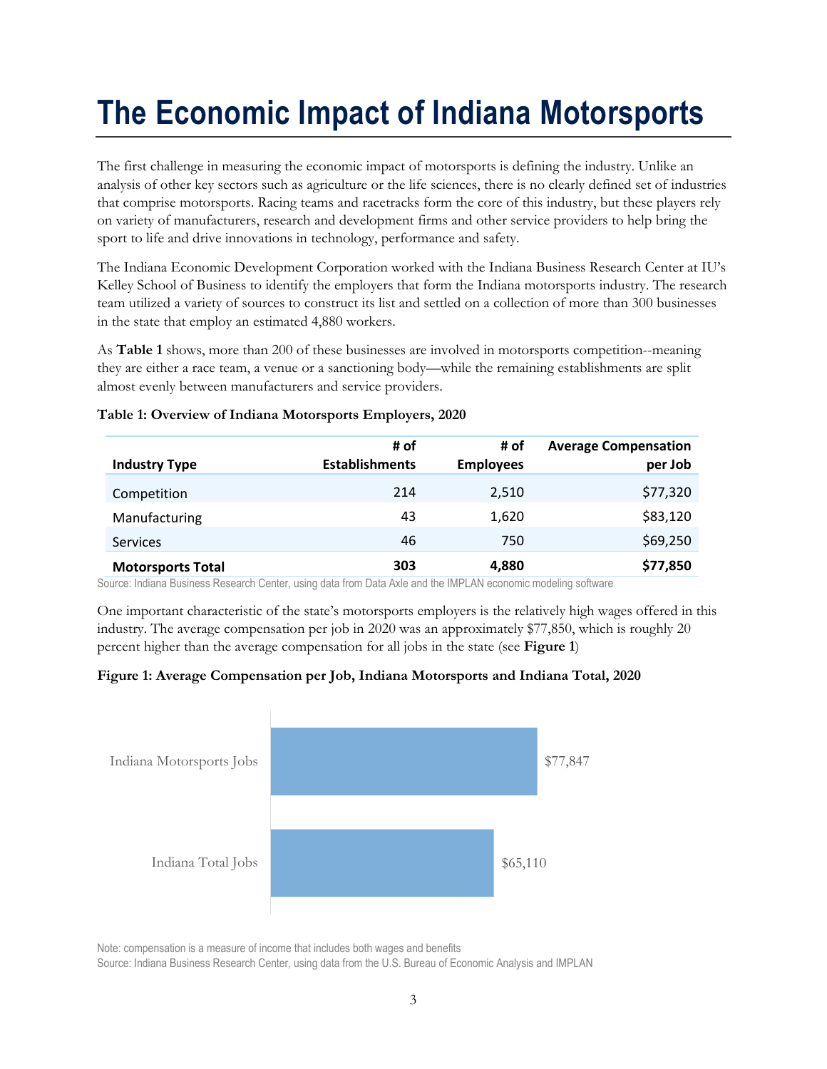# The Economic Impact of Indiana Motorsports

The first challenge in measuring the economic impact of motorsports is defining the industry. Unlike an analysis of other key sectors such as agriculture or the life sciences, there is no clearly defined set of industries that comprise motorsports. Racing teams and racetracks form the core of this industry, but these players rely on variety of manufacturers, research and development firms and other service providers to help bring the sport to life and drive innovations in technology, performance and safety.

The Indiana Economic Development Corporation worked with the Indiana Business Research Center at IU's Kelley School of Business to identify the employers that form the Indiana motorsports industry. The research team utilized a variety of sources to construct its list and settled on a collection of more than 300 businesses in the state that employ an estimated 4,880 workers.

As **Table 1** shows, more than 200 of these businesses are involved in motorsports competition--meaning they are either a race team, a venue or a sanctioning body—while the remaining establishments are split almost evenly between manufacturers and service providers.

**Table 1: Overview of Indiana Motorsports Employers, 2020**

| Industry Type | # of Establishments | # of Employees | Average Compensation per Job |
|---|---|---|---|
| Competition | 214 | 2,510 | $77,320 |
| Manufacturing | 43 | 1,620 | $83,120 |
| Services | 46 | 750 | $69,250 |
| **Motorsports Total** | **303** | **4,880** | **$77,850** |

Source: Indiana Business Research Center, using data from Data Axle and the IMPLAN economic modeling software

One important characteristic of the state's motorsports employers is the relatively high wages offered in this industry. The average compensation per job in 2020 was an approximately $77,850, which is roughly 20 percent higher than the average compensation for all jobs in the state (see **Figure 1**)

**Figure 1: Average Compensation per Job, Indiana Motorsports and Indiana Total, 2020**

| | Average Compensation per Job |
|---|---|
| Indiana Motorsports Jobs | $77,847 |
| Indiana Total Jobs | $65,110 |

Note: compensation is a measure of income that includes both wages and benefits

Source: Indiana Business Research Center, using data from the U.S. Bureau of Economic Analysis and IMPLAN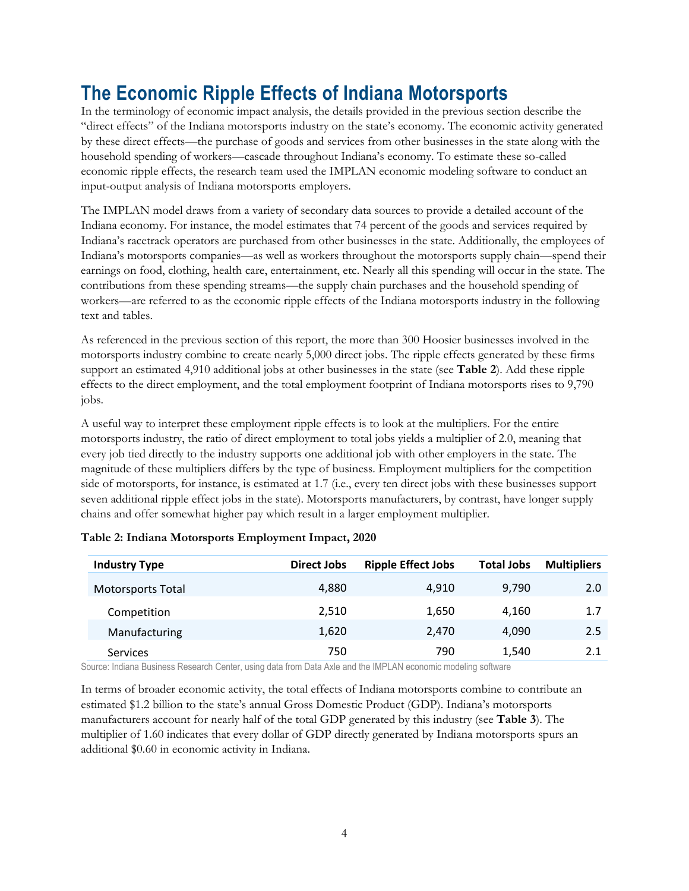# The Economic Ripple Effects of Indiana Motorsports

In the terminology of economic impact analysis, the details provided in the previous section describe the "direct effects" of the Indiana motorsports industry on the state's economy. The economic activity generated by these direct effects—the purchase of goods and services from other businesses in the state along with the household spending of workers—cascade throughout Indiana's economy. To estimate these so-called economic ripple effects, the research team used the IMPLAN economic modeling software to conduct an input-output analysis of Indiana motorsports employers.

The IMPLAN model draws from a variety of secondary data sources to provide a detailed account of the Indiana economy. For instance, the model estimates that 74 percent of the goods and services required by Indiana's racetrack operators are purchased from other businesses in the state. Additionally, the employees of Indiana's motorsports companies—as well as workers throughout the motorsports supply chain—spend their earnings on food, clothing, health care, entertainment, etc. Nearly all this spending will occur in the state. The contributions from these spending streams—the supply chain purchases and the household spending of workers—are referred to as the economic ripple effects of the Indiana motorsports industry in the following text and tables.

As referenced in the previous section of this report, the more than 300 Hoosier businesses involved in the motorsports industry combine to create nearly 5,000 direct jobs. The ripple effects generated by these firms support an estimated 4,910 additional jobs at other businesses in the state (see **Table 2**). Add these ripple effects to the direct employment, and the total employment footprint of Indiana motorsports rises to 9,790 jobs.

A useful way to interpret these employment ripple effects is to look at the multipliers. For the entire motorsports industry, the ratio of direct employment to total jobs yields a multiplier of 2.0, meaning that every job tied directly to the industry supports one additional job with other employers in the state. The magnitude of these multipliers differs by the type of business. Employment multipliers for the competition side of motorsports, for instance, is estimated at 1.7 (i.e., every ten direct jobs with these businesses support seven additional ripple effect jobs in the state). Motorsports manufacturers, by contrast, have longer supply chains and offer somewhat higher pay which result in a larger employment multiplier.

**Table 2: Indiana Motorsports Employment Impact, 2020**

| Industry Type | Direct Jobs | Ripple Effect Jobs | Total Jobs | Multipliers |
|---|---|---|---|---|
| Motorsports Total | 4,880 | 4,910 | 9,790 | 2.0 |
| Competition | 2,510 | 1,650 | 4,160 | 1.7 |
| Manufacturing | 1,620 | 2,470 | 4,090 | 2.5 |
| Services | 750 | 790 | 1,540 | 2.1 |

Source: Indiana Business Research Center, using data from Data Axle and the IMPLAN economic modeling software

In terms of broader economic activity, the total effects of Indiana motorsports combine to contribute an estimated $1.2 billion to the state's annual Gross Domestic Product (GDP). Indiana's motorsports manufacturers account for nearly half of the total GDP generated by this industry (see **Table 3**). The multiplier of 1.60 indicates that every dollar of GDP directly generated by Indiana motorsports spurs an additional $0.60 in economic activity in Indiana.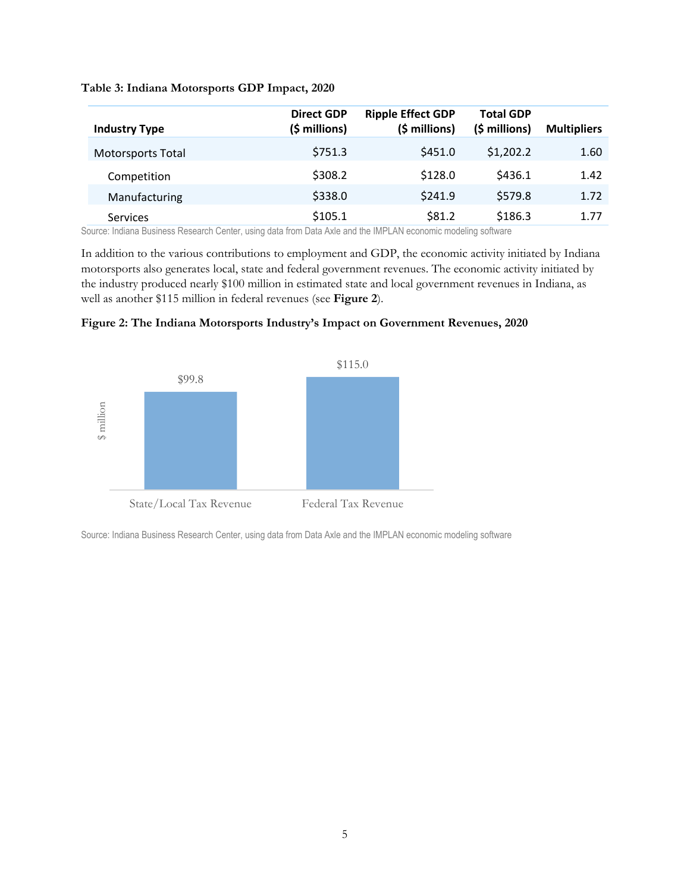**Table 3: Indiana Motorsports GDP Impact, 2020**

| Industry Type | Direct GDP ($ millions) | Ripple Effect GDP ($ millions) | Total GDP ($ millions) | Multipliers |
|---|---|---|---|---|
| Motorsports Total | $751.3 | $451.0 | $1,202.2 | 1.60 |
| Competition | $308.2 | $128.0 | $436.1 | 1.42 |
| Manufacturing | $338.0 | $241.9 | $579.8 | 1.72 |
| Services | $105.1 | $81.2 | $186.3 | 1.77 |

Source: Indiana Business Research Center, using data from Data Axle and the IMPLAN economic modeling software

In addition to the various contributions to employment and GDP, the economic activity initiated by Indiana motorsports also generates local, state and federal government revenues. The economic activity initiated by the industry produced nearly $100 million in estimated state and local government revenues in Indiana, as well as another $115 million in federal revenues (see **Figure 2**).

**Figure 2: The Indiana Motorsports Industry's Impact on Government Revenues, 2020**

| | $ million |
|---|---|
| State/Local Tax Revenue | $99.8 |
| Federal Tax Revenue | $115.0 |

Source: Indiana Business Research Center, using data from Data Axle and the IMPLAN economic modeling software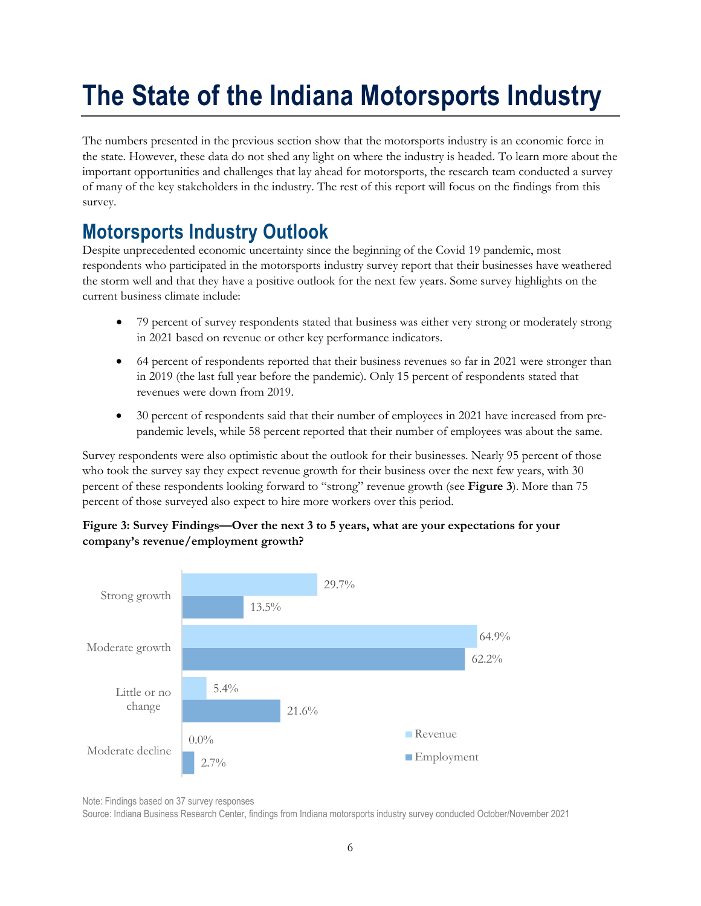# The State of the Indiana Motorsports Industry

The numbers presented in the previous section show that the motorsports industry is an economic force in the state. However, these data do not shed any light on where the industry is headed. To learn more about the important opportunities and challenges that lay ahead for motorsports, the research team conducted a survey of many of the key stakeholders in the industry. The rest of this report will focus on the findings from this survey.

## Motorsports Industry Outlook

Despite unprecedented economic uncertainty since the beginning of the Covid 19 pandemic, most respondents who participated in the motorsports industry survey report that their businesses have weathered the storm well and that they have a positive outlook for the next few years. Some survey highlights on the current business climate include:

- 79 percent of survey respondents stated that business was either very strong or moderately strong in 2021 based on revenue or other key performance indicators.
- 64 percent of respondents reported that their business revenues so far in 2021 were stronger than in 2019 (the last full year before the pandemic). Only 15 percent of respondents stated that revenues were down from 2019.
- 30 percent of respondents said that their number of employees in 2021 have increased from pre-pandemic levels, while 58 percent reported that their number of employees was about the same.

Survey respondents were also optimistic about the outlook for their businesses. Nearly 95 percent of those who took the survey say they expect revenue growth for their business over the next few years, with 30 percent of these respondents looking forward to "strong" revenue growth (see **Figure 3**). More than 75 percent of those surveyed also expect to hire more workers over this period.

**Figure 3: Survey Findings—Over the next 3 to 5 years, what are your expectations for your company's revenue/employment growth?**

| | Revenue | Employment |
|---|---|---|
| Strong growth | 29.7% | 13.5% |
| Moderate growth | 64.9% | 62.2% |
| Little or no change | 5.4% | 21.6% |
| Moderate decline | 0.0% | 2.7% |

Note: Findings based on 37 survey responses

Source: Indiana Business Research Center, findings from Indiana motorsports industry survey conducted October/November 2021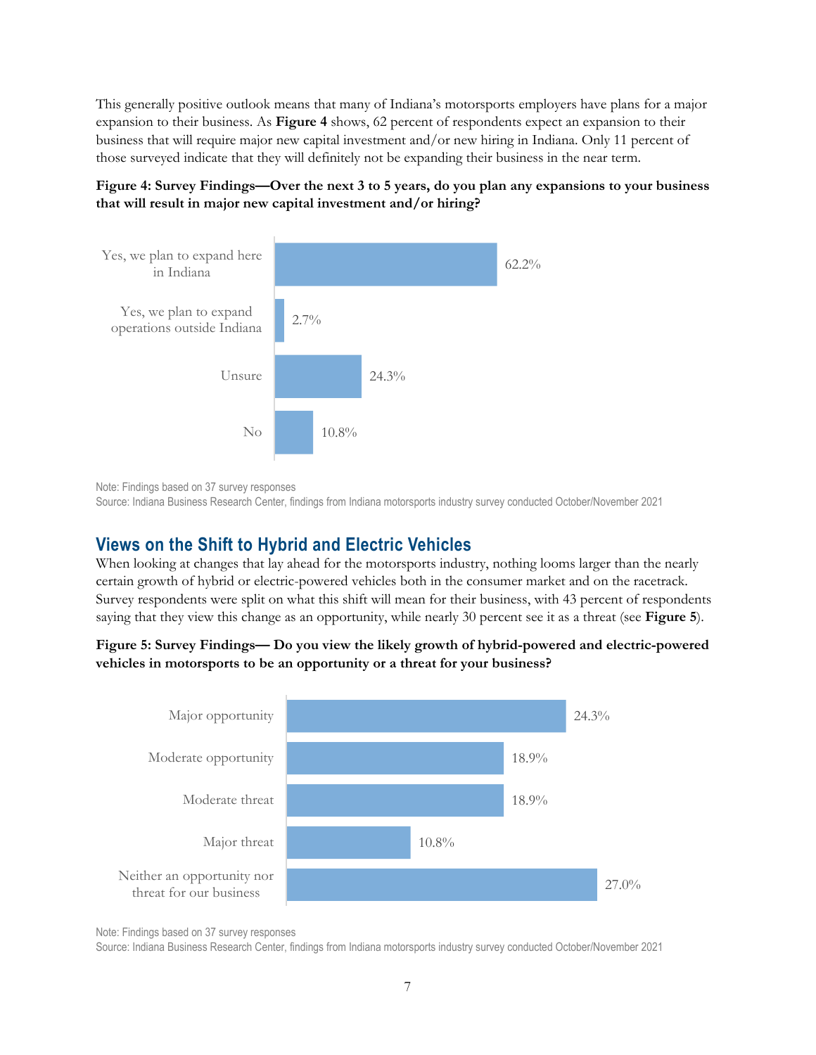This generally positive outlook means that many of Indiana's motorsports employers have plans for a major expansion to their business. As **Figure 4** shows, 62 percent of respondents expect an expansion to their business that will require major new capital investment and/or new hiring in Indiana. Only 11 percent of those surveyed indicate that they will definitely not be expanding their business in the near term.

**Figure 4: Survey Findings—Over the next 3 to 5 years, do you plan any expansions to your business that will result in major new capital investment and/or hiring?**

| Response | Percent |
|---|---|
| Yes, we plan to expand here in Indiana | 62.2% |
| Yes, we plan to expand operations outside Indiana | 2.7% |
| Unsure | 24.3% |
| No | 10.8% |

Note: Findings based on 37 survey responses

Source: Indiana Business Research Center, findings from Indiana motorsports industry survey conducted October/November 2021

## Views on the Shift to Hybrid and Electric Vehicles

When looking at changes that lay ahead for the motorsports industry, nothing looms larger than the nearly certain growth of hybrid or electric-powered vehicles both in the consumer market and on the racetrack. Survey respondents were split on what this shift will mean for their business, with 43 percent of respondents saying that they view this change as an opportunity, while nearly 30 percent see it as a threat (see **Figure 5**).

**Figure 5: Survey Findings— Do you view the likely growth of hybrid-powered and electric-powered vehicles in motorsports to be an opportunity or a threat for your business?**

| Response | Percent |
|---|---|
| Major opportunity | 24.3% |
| Moderate opportunity | 18.9% |
| Moderate threat | 18.9% |
| Major threat | 10.8% |
| Neither an opportunity nor threat for our business | 27.0% |

Note: Findings based on 37 survey responses

Source: Indiana Business Research Center, findings from Indiana motorsports industry survey conducted October/November 2021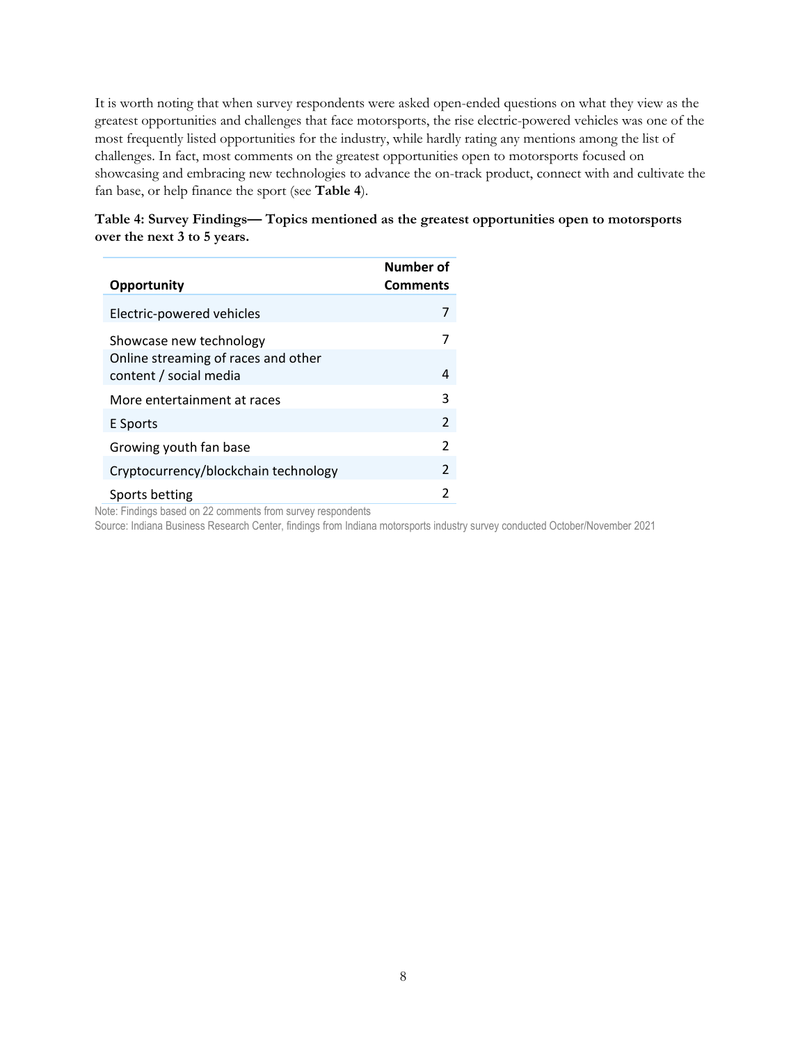It is worth noting that when survey respondents were asked open-ended questions on what they view as the greatest opportunities and challenges that face motorsports, the rise electric-powered vehicles was one of the most frequently listed opportunities for the industry, while hardly rating any mentions among the list of challenges. In fact, most comments on the greatest opportunities open to motorsports focused on showcasing and embracing new technologies to advance the on-track product, connect with and cultivate the fan base, or help finance the sport (see **Table 4**).

**Table 4: Survey Findings— Topics mentioned as the greatest opportunities open to motorsports over the next 3 to 5 years.**

| Opportunity | Number of Comments |
|---|---|
| Electric-powered vehicles | 7 |
| Showcase new technology | 7 |
| Online streaming of races and other content / social media | 4 |
| More entertainment at races | 3 |
| E Sports | 2 |
| Growing youth fan base | 2 |
| Cryptocurrency/blockchain technology | 2 |
| Sports betting | 2 |

Note: Findings based on 22 comments from survey respondents

Source: Indiana Business Research Center, findings from Indiana motorsports industry survey conducted October/November 2021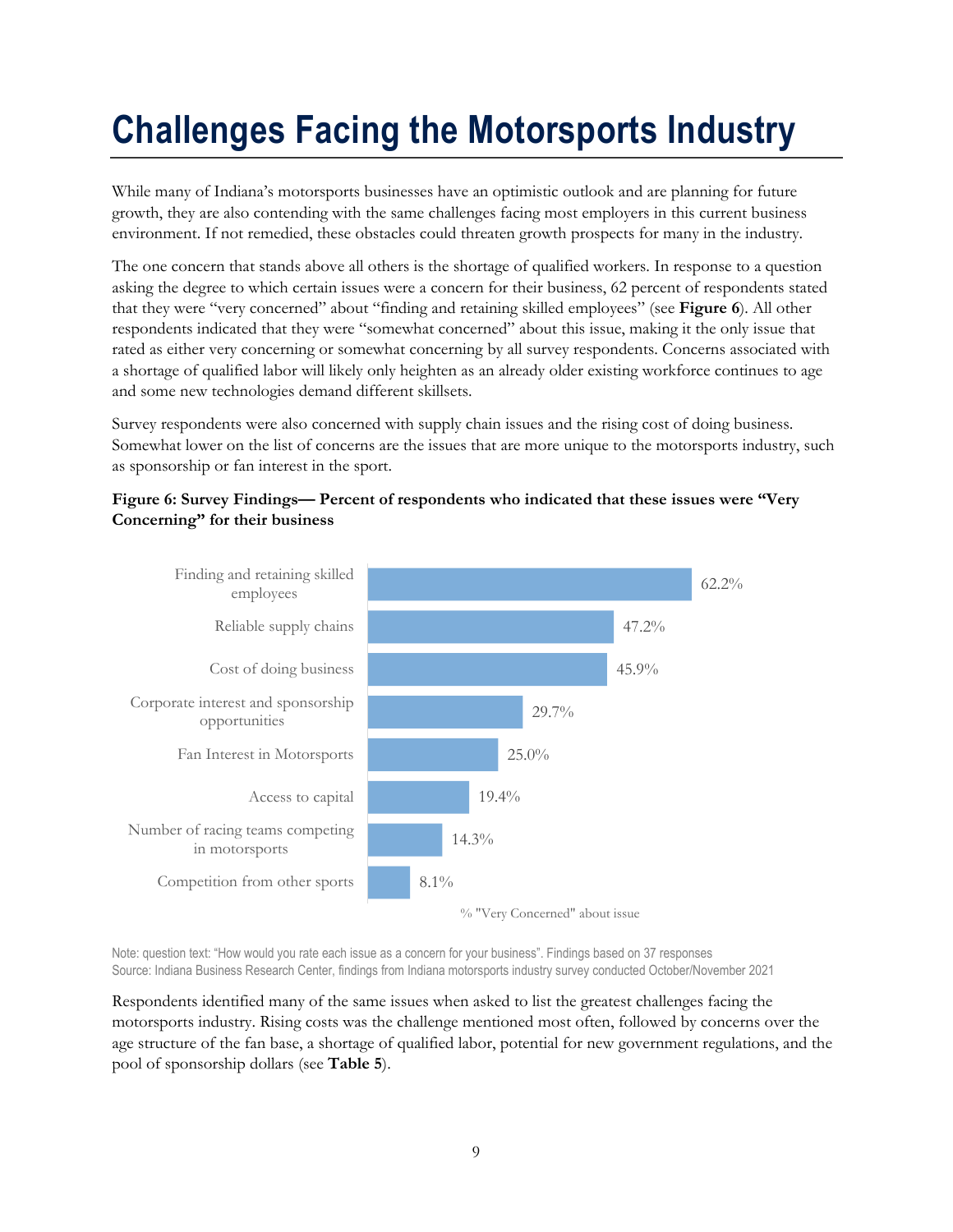# Challenges Facing the Motorsports Industry

While many of Indiana's motorsports businesses have an optimistic outlook and are planning for future growth, they are also contending with the same challenges facing most employers in this current business environment. If not remedied, these obstacles could threaten growth prospects for many in the industry.

The one concern that stands above all others is the shortage of qualified workers. In response to a question asking the degree to which certain issues were a concern for their business, 62 percent of respondents stated that they were "very concerned" about "finding and retaining skilled employees" (see **Figure 6**). All other respondents indicated that they were "somewhat concerned" about this issue, making it the only issue that rated as either very concerning or somewhat concerning by all survey respondents. Concerns associated with a shortage of qualified labor will likely only heighten as an already older existing workforce continues to age and some new technologies demand different skillsets.

Survey respondents were also concerned with supply chain issues and the rising cost of doing business. Somewhat lower on the list of concerns are the issues that are more unique to the motorsports industry, such as sponsorship or fan interest in the sport.

**Figure 6: Survey Findings— Percent of respondents who indicated that these issues were "Very Concerning" for their business**

| Issue | % "Very Concerned" about issue |
|---|---|
| Finding and retaining skilled employees | 62.2% |
| Reliable supply chains | 47.2% |
| Cost of doing business | 45.9% |
| Corporate interest and sponsorship opportunities | 29.7% |
| Fan Interest in Motorsports | 25.0% |
| Access to capital | 19.4% |
| Number of racing teams competing in motorsports | 14.3% |
| Competition from other sports | 8.1% |

Note: question text: "How would you rate each issue as a concern for your business". Findings based on 37 responses
Source: Indiana Business Research Center, findings from Indiana motorsports industry survey conducted October/November 2021

Respondents identified many of the same issues when asked to list the greatest challenges facing the motorsports industry. Rising costs was the challenge mentioned most often, followed by concerns over the age structure of the fan base, a shortage of qualified labor, potential for new government regulations, and the pool of sponsorship dollars (see **Table 5**).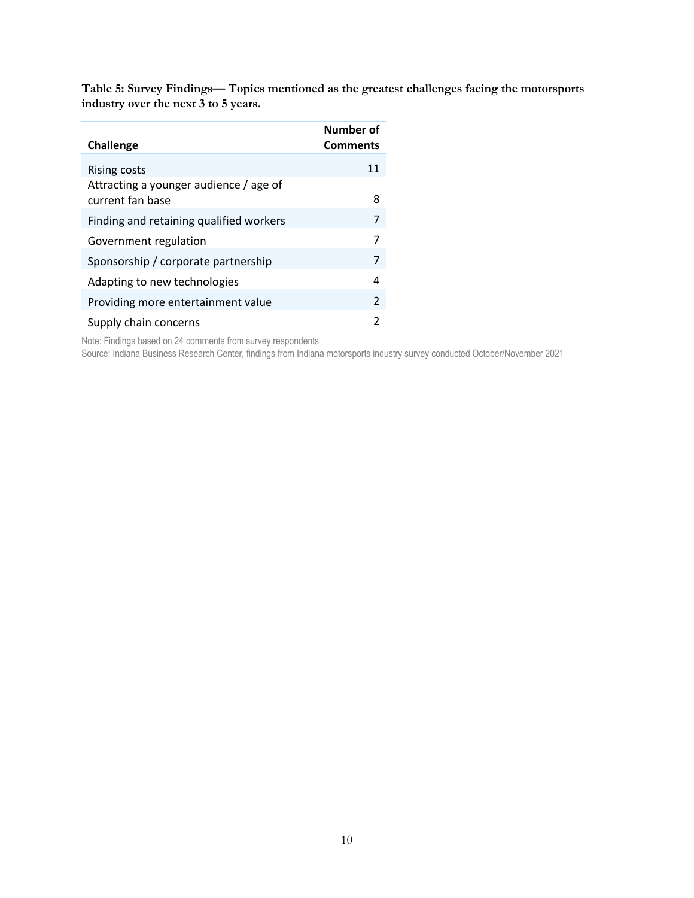**Table 5: Survey Findings— Topics mentioned as the greatest challenges facing the motorsports industry over the next 3 to 5 years.**

| Challenge | Number of Comments |
|---|---|
| Rising costs | 11 |
| Attracting a younger audience / age of current fan base | 8 |
| Finding and retaining qualified workers | 7 |
| Government regulation | 7 |
| Sponsorship / corporate partnership | 7 |
| Adapting to new technologies | 4 |
| Providing more entertainment value | 2 |
| Supply chain concerns | 2 |

Note: Findings based on 24 comments from survey respondents
Source: Indiana Business Research Center, findings from Indiana motorsports industry survey conducted October/November 2021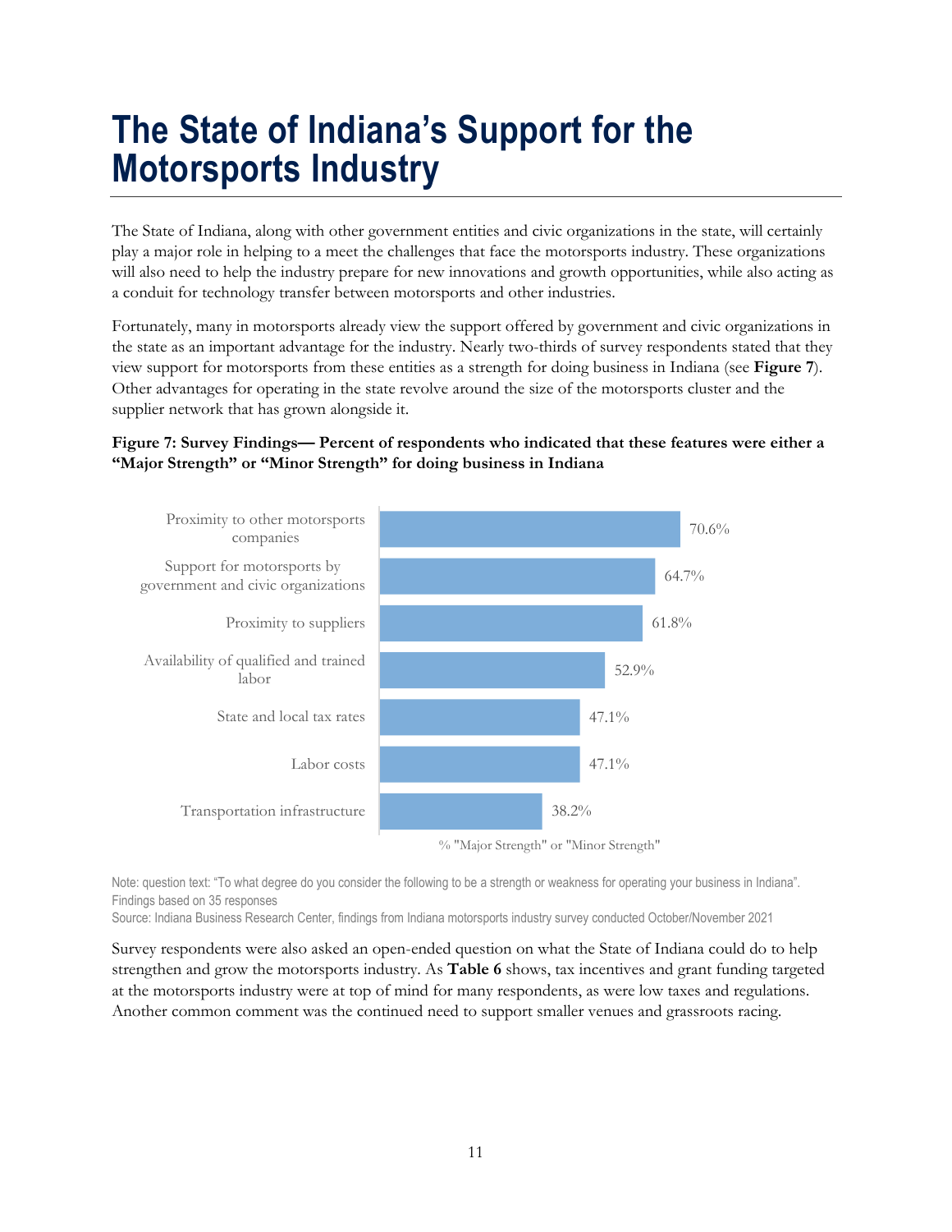# The State of Indiana's Support for the Motorsports Industry

The State of Indiana, along with other government entities and civic organizations in the state, will certainly play a major role in helping to a meet the challenges that face the motorsports industry. These organizations will also need to help the industry prepare for new innovations and growth opportunities, while also acting as a conduit for technology transfer between motorsports and other industries.

Fortunately, many in motorsports already view the support offered by government and civic organizations in the state as an important advantage for the industry. Nearly two-thirds of survey respondents stated that they view support for motorsports from these entities as a strength for doing business in Indiana (see **Figure 7**). Other advantages for operating in the state revolve around the size of the motorsports cluster and the supplier network that has grown alongside it.

**Figure 7: Survey Findings— Percent of respondents who indicated that these features were either a "Major Strength" or "Minor Strength" for doing business in Indiana**

| Feature | % "Major Strength" or "Minor Strength" |
|---|---|
| Proximity to other motorsports companies | 70.6% |
| Support for motorsports by government and civic organizations | 64.7% |
| Proximity to suppliers | 61.8% |
| Availability of qualified and trained labor | 52.9% |
| State and local tax rates | 47.1% |
| Labor costs | 47.1% |
| Transportation infrastructure | 38.2% |

Note: question text: "To what degree do you consider the following to be a strength or weakness for operating your business in Indiana". Findings based on 35 responses
Source: Indiana Business Research Center, findings from Indiana motorsports industry survey conducted October/November 2021

Survey respondents were also asked an open-ended question on what the State of Indiana could do to help strengthen and grow the motorsports industry. As **Table 6** shows, tax incentives and grant funding targeted at the motorsports industry were at top of mind for many respondents, as were low taxes and regulations. Another common comment was the continued need to support smaller venues and grassroots racing.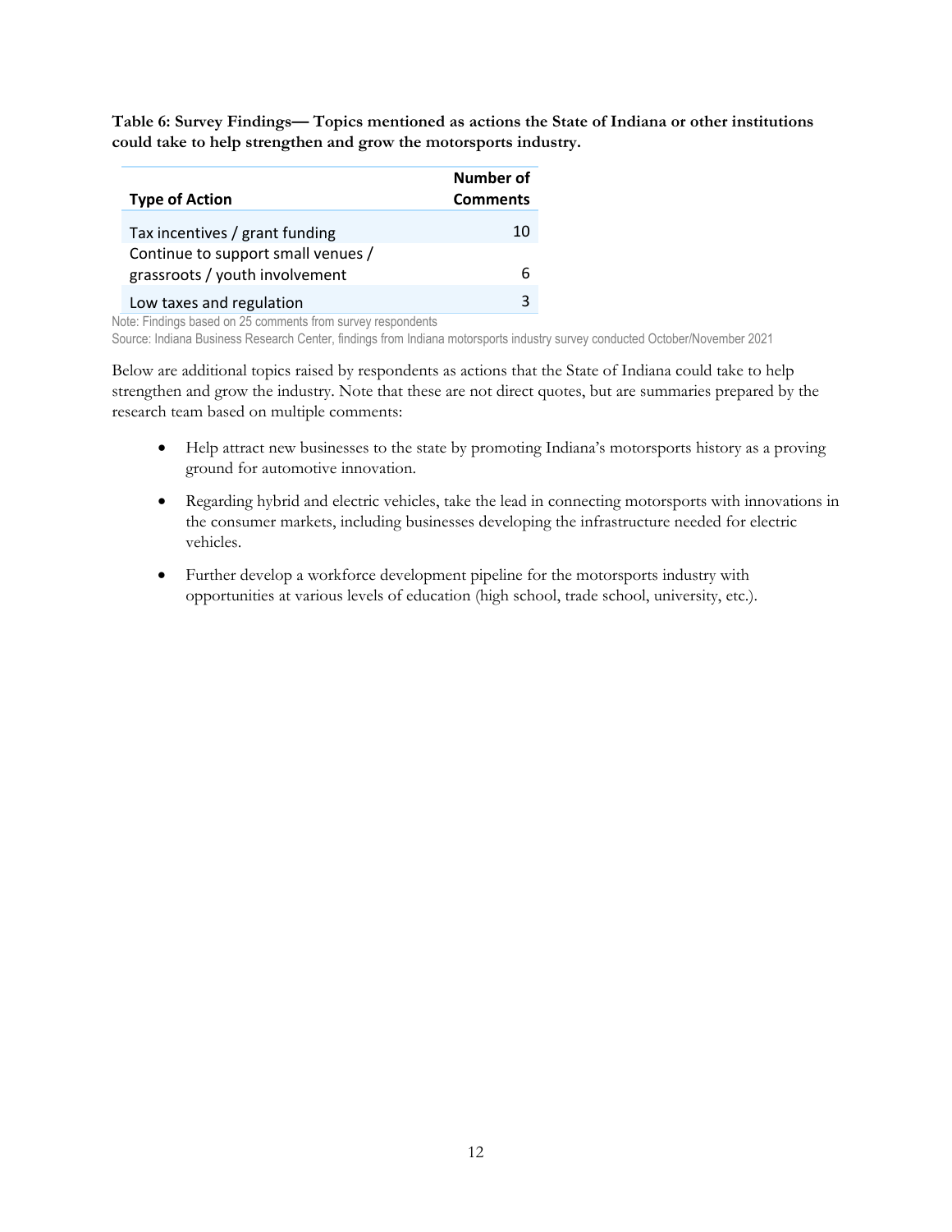**Table 6: Survey Findings— Topics mentioned as actions the State of Indiana or other institutions could take to help strengthen and grow the motorsports industry.**

| Type of Action | Number of Comments |
|---|---|
| Tax incentives / grant funding | 10 |
| Continue to support small venues / grassroots / youth involvement | 6 |
| Low taxes and regulation | 3 |

Note: Findings based on 25 comments from survey respondents

Source: Indiana Business Research Center, findings from Indiana motorsports industry survey conducted October/November 2021

Below are additional topics raised by respondents as actions that the State of Indiana could take to help strengthen and grow the industry. Note that these are not direct quotes, but are summaries prepared by the research team based on multiple comments:

- Help attract new businesses to the state by promoting Indiana's motorsports history as a proving ground for automotive innovation.
- Regarding hybrid and electric vehicles, take the lead in connecting motorsports with innovations in the consumer markets, including businesses developing the infrastructure needed for electric vehicles.
- Further develop a workforce development pipeline for the motorsports industry with opportunities at various levels of education (high school, trade school, university, etc.).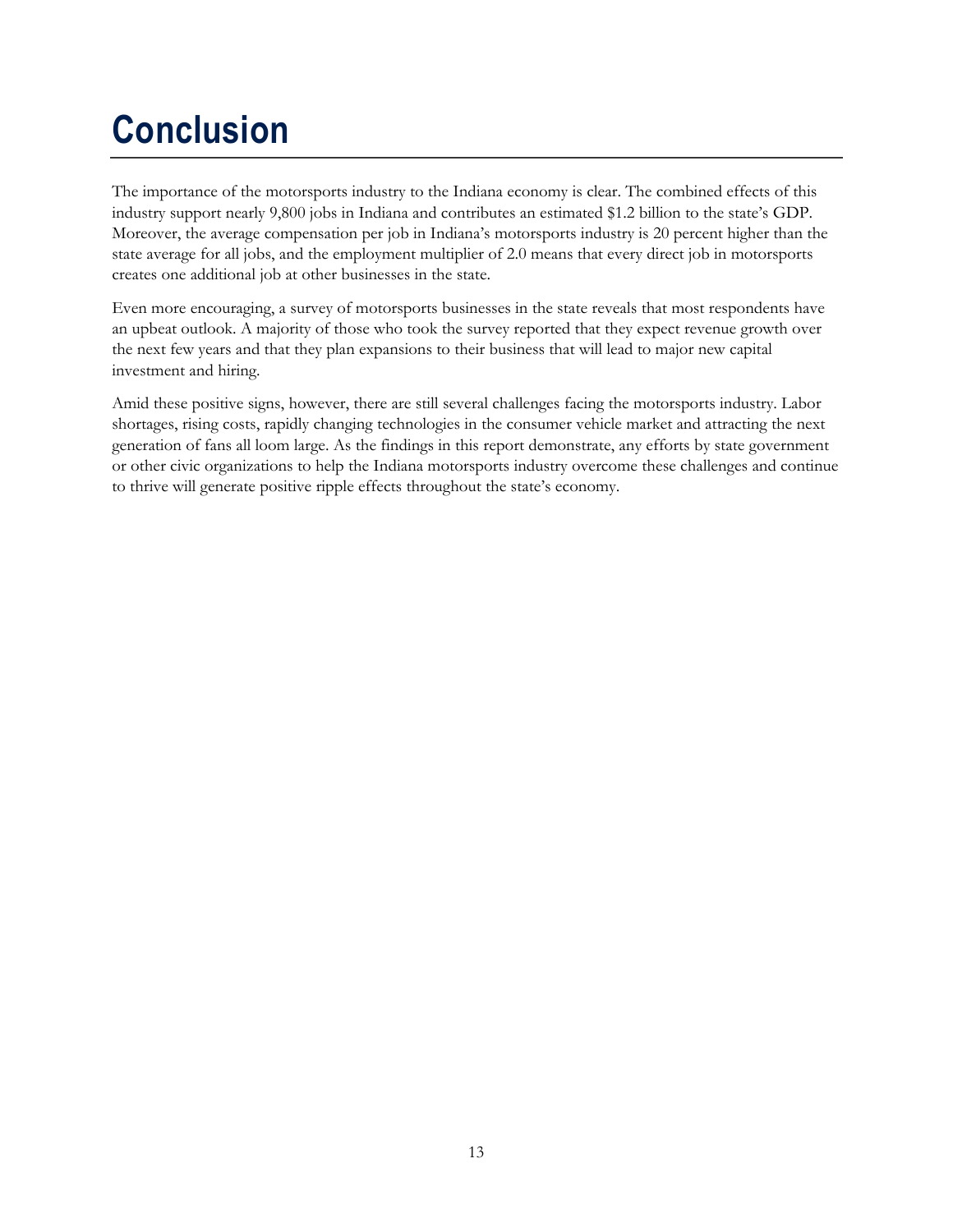# Conclusion

The importance of the motorsports industry to the Indiana economy is clear. The combined effects of this industry support nearly 9,800 jobs in Indiana and contributes an estimated $1.2 billion to the state's GDP. Moreover, the average compensation per job in Indiana's motorsports industry is 20 percent higher than the state average for all jobs, and the employment multiplier of 2.0 means that every direct job in motorsports creates one additional job at other businesses in the state.

Even more encouraging, a survey of motorsports businesses in the state reveals that most respondents have an upbeat outlook. A majority of those who took the survey reported that they expect revenue growth over the next few years and that they plan expansions to their business that will lead to major new capital investment and hiring.

Amid these positive signs, however, there are still several challenges facing the motorsports industry. Labor shortages, rising costs, rapidly changing technologies in the consumer vehicle market and attracting the next generation of fans all loom large. As the findings in this report demonstrate, any efforts by state government or other civic organizations to help the Indiana motorsports industry overcome these challenges and continue to thrive will generate positive ripple effects throughout the state's economy.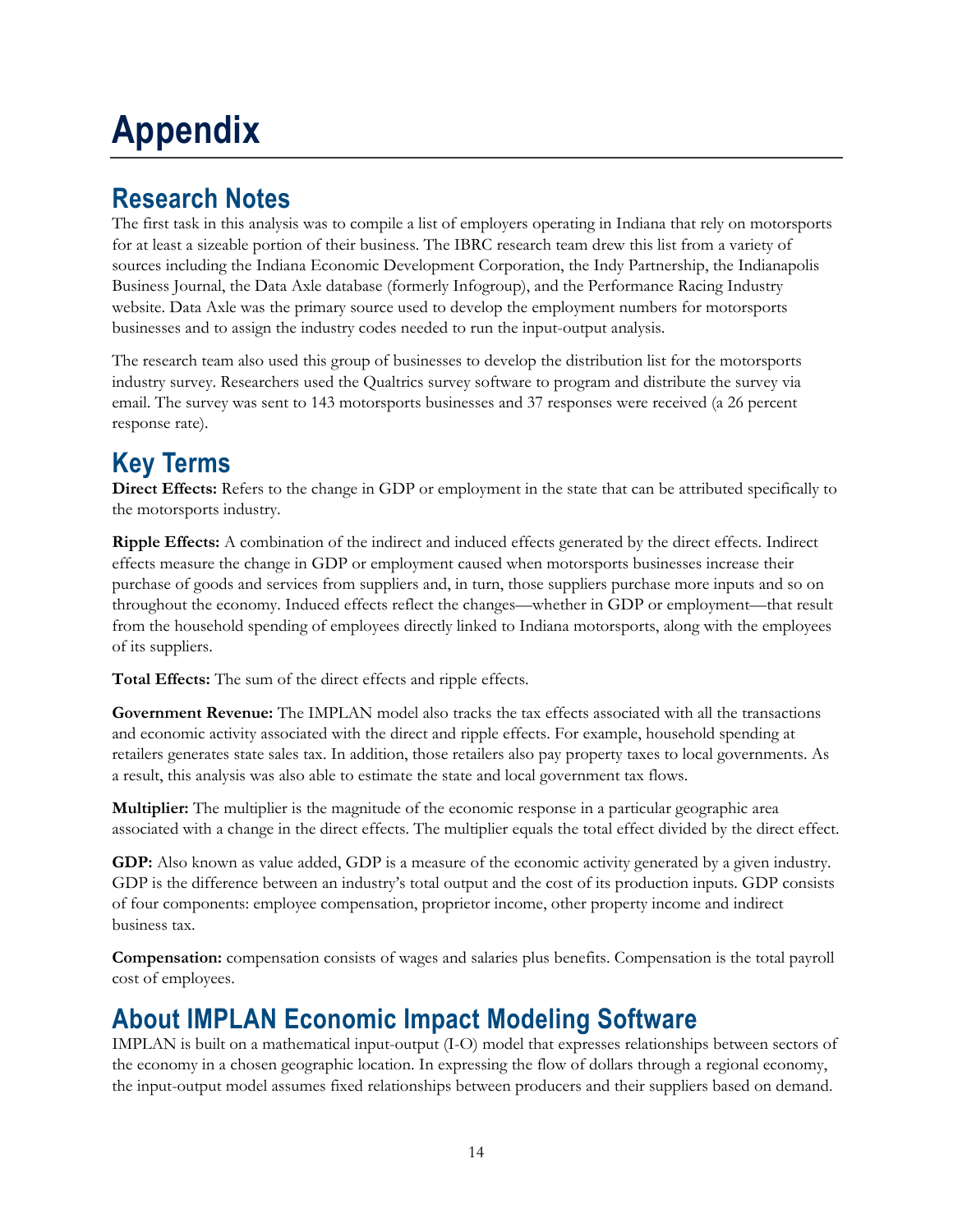# Appendix

## Research Notes

The first task in this analysis was to compile a list of employers operating in Indiana that rely on motorsports for at least a sizeable portion of their business. The IBRC research team drew this list from a variety of sources including the Indiana Economic Development Corporation, the Indy Partnership, the Indianapolis Business Journal, the Data Axle database (formerly Infogroup), and the Performance Racing Industry website. Data Axle was the primary source used to develop the employment numbers for motorsports businesses and to assign the industry codes needed to run the input-output analysis.

The research team also used this group of businesses to develop the distribution list for the motorsports industry survey. Researchers used the Qualtrics survey software to program and distribute the survey via email. The survey was sent to 143 motorsports businesses and 37 responses were received (a 26 percent response rate).

## Key Terms

**Direct Effects:** Refers to the change in GDP or employment in the state that can be attributed specifically to the motorsports industry.

**Ripple Effects:** A combination of the indirect and induced effects generated by the direct effects. Indirect effects measure the change in GDP or employment caused when motorsports businesses increase their purchase of goods and services from suppliers and, in turn, those suppliers purchase more inputs and so on throughout the economy. Induced effects reflect the changes—whether in GDP or employment—that result from the household spending of employees directly linked to Indiana motorsports, along with the employees of its suppliers.

**Total Effects:** The sum of the direct effects and ripple effects.

**Government Revenue:** The IMPLAN model also tracks the tax effects associated with all the transactions and economic activity associated with the direct and ripple effects. For example, household spending at retailers generates state sales tax. In addition, those retailers also pay property taxes to local governments. As a result, this analysis was also able to estimate the state and local government tax flows.

**Multiplier:** The multiplier is the magnitude of the economic response in a particular geographic area associated with a change in the direct effects. The multiplier equals the total effect divided by the direct effect.

**GDP:** Also known as value added, GDP is a measure of the economic activity generated by a given industry. GDP is the difference between an industry's total output and the cost of its production inputs. GDP consists of four components: employee compensation, proprietor income, other property income and indirect business tax.

**Compensation:** compensation consists of wages and salaries plus benefits. Compensation is the total payroll cost of employees.

## About IMPLAN Economic Impact Modeling Software

IMPLAN is built on a mathematical input-output (I-O) model that expresses relationships between sectors of the economy in a chosen geographic location. In expressing the flow of dollars through a regional economy, the input-output model assumes fixed relationships between producers and their suppliers based on demand.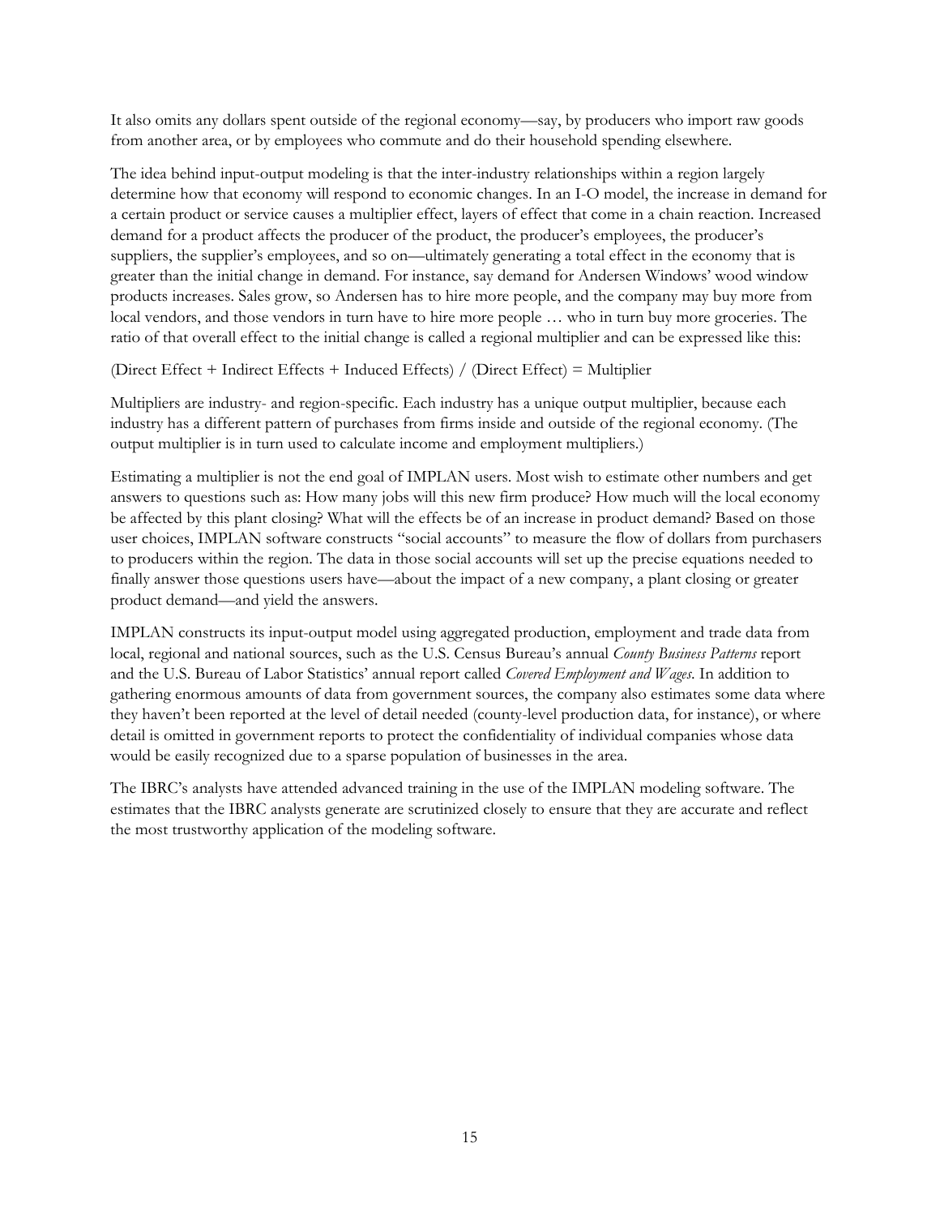It also omits any dollars spent outside of the regional economy—say, by producers who import raw goods from another area, or by employees who commute and do their household spending elsewhere.

The idea behind input-output modeling is that the inter-industry relationships within a region largely determine how that economy will respond to economic changes. In an I-O model, the increase in demand for a certain product or service causes a multiplier effect, layers of effect that come in a chain reaction. Increased demand for a product affects the producer of the product, the producer's employees, the producer's suppliers, the supplier's employees, and so on—ultimately generating a total effect in the economy that is greater than the initial change in demand. For instance, say demand for Andersen Windows' wood window products increases. Sales grow, so Andersen has to hire more people, and the company may buy more from local vendors, and those vendors in turn have to hire more people … who in turn buy more groceries. The ratio of that overall effect to the initial change is called a regional multiplier and can be expressed like this:

(Direct Effect + Indirect Effects + Induced Effects) / (Direct Effect) = Multiplier

Multipliers are industry- and region-specific. Each industry has a unique output multiplier, because each industry has a different pattern of purchases from firms inside and outside of the regional economy. (The output multiplier is in turn used to calculate income and employment multipliers.)

Estimating a multiplier is not the end goal of IMPLAN users. Most wish to estimate other numbers and get answers to questions such as: How many jobs will this new firm produce? How much will the local economy be affected by this plant closing? What will the effects be of an increase in product demand? Based on those user choices, IMPLAN software constructs "social accounts" to measure the flow of dollars from purchasers to producers within the region. The data in those social accounts will set up the precise equations needed to finally answer those questions users have—about the impact of a new company, a plant closing or greater product demand—and yield the answers.

IMPLAN constructs its input-output model using aggregated production, employment and trade data from local, regional and national sources, such as the U.S. Census Bureau's annual *County Business Patterns* report and the U.S. Bureau of Labor Statistics' annual report called *Covered Employment and Wages*. In addition to gathering enormous amounts of data from government sources, the company also estimates some data where they haven't been reported at the level of detail needed (county-level production data, for instance), or where detail is omitted in government reports to protect the confidentiality of individual companies whose data would be easily recognized due to a sparse population of businesses in the area.

The IBRC's analysts have attended advanced training in the use of the IMPLAN modeling software. The estimates that the IBRC analysts generate are scrutinized closely to ensure that they are accurate and reflect the most trustworthy application of the modeling software.